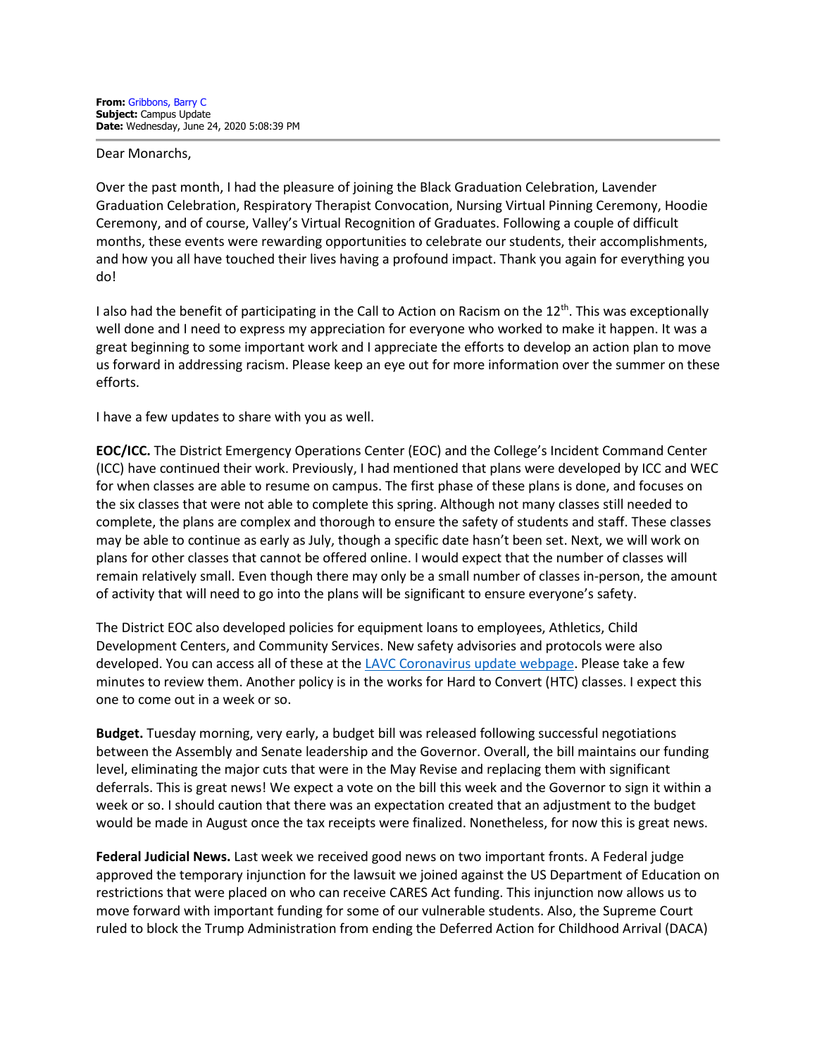**From:** Gribbons, Barry C
**Subject:** Campus Update
**Date:** Wednesday, June 24, 2020 5:08:39 PM

Dear Monarchs,

Over the past month, I had the pleasure of joining the Black Graduation Celebration, Lavender Graduation Celebration, Respiratory Therapist Convocation, Nursing Virtual Pinning Ceremony, Hoodie Ceremony, and of course, Valley's Virtual Recognition of Graduates. Following a couple of difficult months, these events were rewarding opportunities to celebrate our students, their accomplishments, and how you all have touched their lives having a profound impact. Thank you again for everything you do!

I also had the benefit of participating in the Call to Action on Racism on the 12th. This was exceptionally well done and I need to express my appreciation for everyone who worked to make it happen. It was a great beginning to some important work and I appreciate the efforts to develop an action plan to move us forward in addressing racism. Please keep an eye out for more information over the summer on these efforts.

I have a few updates to share with you as well.

**EOC/ICC.** The District Emergency Operations Center (EOC) and the College's Incident Command Center (ICC) have continued their work. Previously, I had mentioned that plans were developed by ICC and WEC for when classes are able to resume on campus. The first phase of these plans is done, and focuses on the six classes that were not able to complete this spring. Although not many classes still needed to complete, the plans are complex and thorough to ensure the safety of students and staff. These classes may be able to continue as early as July, though a specific date hasn't been set. Next, we will work on plans for other classes that cannot be offered online. I would expect that the number of classes will remain relatively small. Even though there may only be a small number of classes in-person, the amount of activity that will need to go into the plans will be significant to ensure everyone's safety.

The District EOC also developed policies for equipment loans to employees, Athletics, Child Development Centers, and Community Services. New safety advisories and protocols were also developed. You can access all of these at the [LAVC Coronavirus update webpage](). Please take a few minutes to review them. Another policy is in the works for Hard to Convert (HTC) classes. I expect this one to come out in a week or so.

**Budget.** Tuesday morning, very early, a budget bill was released following successful negotiations between the Assembly and Senate leadership and the Governor. Overall, the bill maintains our funding level, eliminating the major cuts that were in the May Revise and replacing them with significant deferrals. This is great news! We expect a vote on the bill this week and the Governor to sign it within a week or so. I should caution that there was an expectation created that an adjustment to the budget would be made in August once the tax receipts were finalized. Nonetheless, for now this is great news.

**Federal Judicial News.** Last week we received good news on two important fronts. A Federal judge approved the temporary injunction for the lawsuit we joined against the US Department of Education on restrictions that were placed on who can receive CARES Act funding. This injunction now allows us to move forward with important funding for some of our vulnerable students. Also, the Supreme Court ruled to block the Trump Administration from ending the Deferred Action for Childhood Arrival (DACA)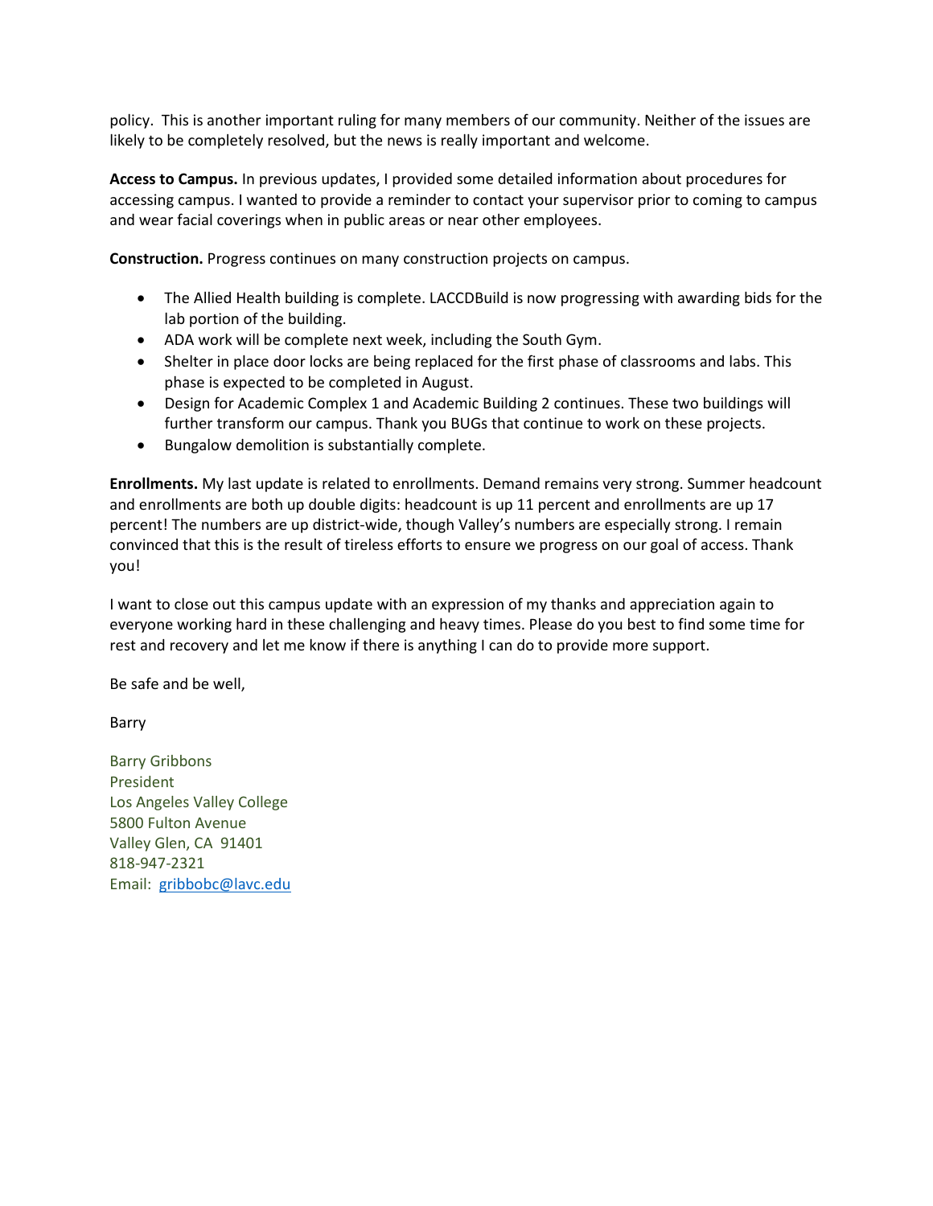policy. This is another important ruling for many members of our community. Neither of the issues are likely to be completely resolved, but the news is really important and welcome.

**Access to Campus.** In previous updates, I provided some detailed information about procedures for accessing campus. I wanted to provide a reminder to contact your supervisor prior to coming to campus and wear facial coverings when in public areas or near other employees.

**Construction.** Progress continues on many construction projects on campus.

- The Allied Health building is complete. LACCDBuild is now progressing with awarding bids for the lab portion of the building.
- ADA work will be complete next week, including the South Gym.
- Shelter in place door locks are being replaced for the first phase of classrooms and labs. This phase is expected to be completed in August.
- Design for Academic Complex 1 and Academic Building 2 continues. These two buildings will further transform our campus. Thank you BUGs that continue to work on these projects.
- Bungalow demolition is substantially complete.

**Enrollments.** My last update is related to enrollments. Demand remains very strong. Summer headcount and enrollments are both up double digits: headcount is up 11 percent and enrollments are up 17 percent! The numbers are up district-wide, though Valley's numbers are especially strong. I remain convinced that this is the result of tireless efforts to ensure we progress on our goal of access. Thank you!

I want to close out this campus update with an expression of my thanks and appreciation again to everyone working hard in these challenging and heavy times. Please do you best to find some time for rest and recovery and let me know if there is anything I can do to provide more support.

Be safe and be well,

Barry

Barry Gribbons  
President  
Los Angeles Valley College  
5800 Fulton Avenue  
Valley Glen, CA 91401  
818-947-2321  
Email: gribbobc@lavc.edu